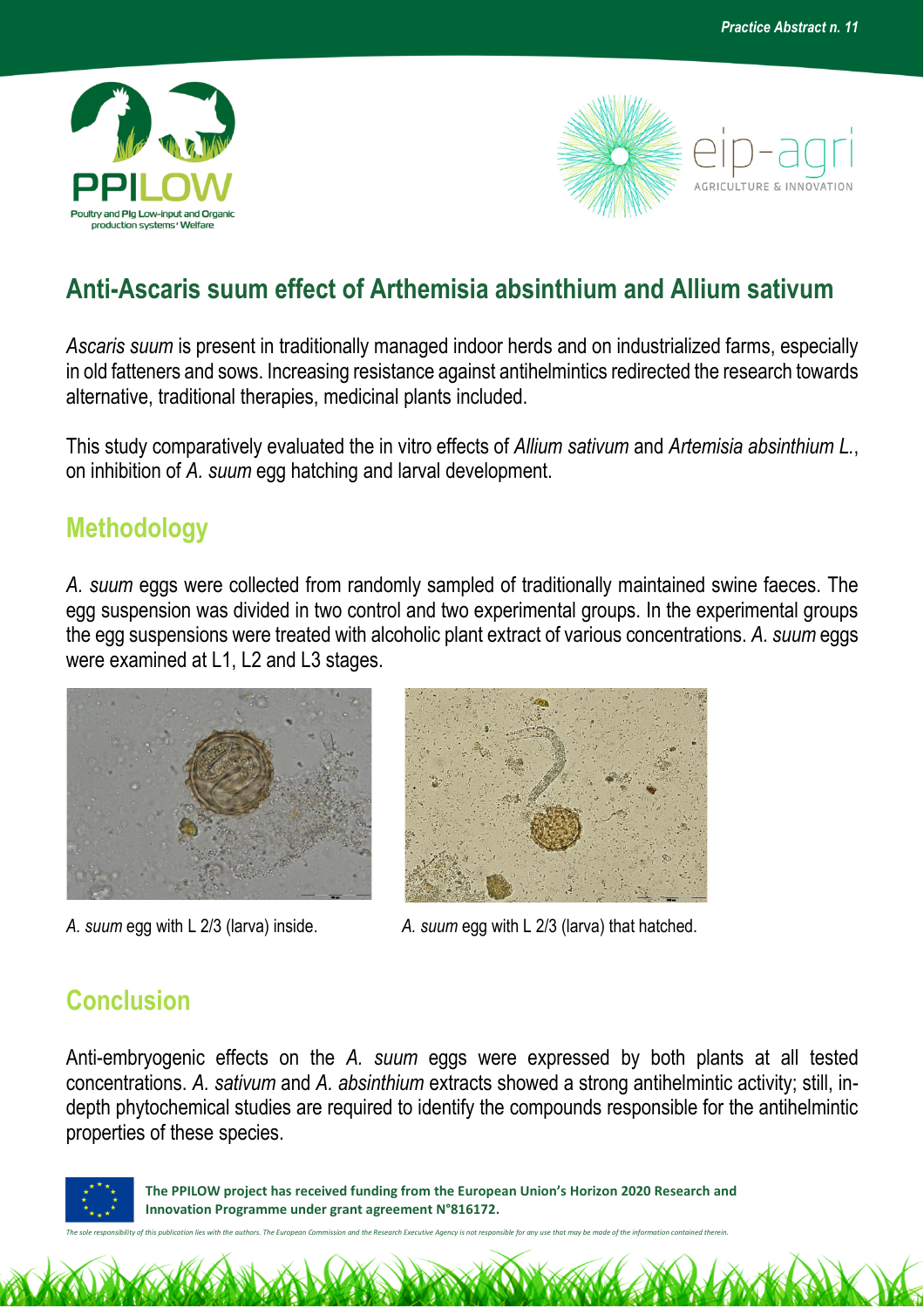# Anti-Ascaris suum effect of Arthemisia absinthium and Allium sativum

*Ascaris suum* is present in traditionally managed indoor herds and on industrialized farms, especially in old fatteners and sows. Increasing resistance against antihelmintics redirected the research towards alternative, traditional therapies, medicinal plants included.

This study comparatively evaluated the in vitro effects of *Allium sativum* and *Artemisia absinthium L.*, on inhibition of *A. suum* egg hatching and larval development.

## Methodology

*A. suum* eggs were collected from randomly sampled of traditionally maintained swine faeces. The egg suspension was divided in two control and two experimental groups. In the experimental groups the egg suspensions were treated with alcoholic plant extract of various concentrations. *A. suum* eggs were examined at L1, L2 and L3 stages.

*A. suum* egg with L 2/3 (larva) inside.

*A. suum* egg with L 2/3 (larva) that hatched.

## Conclusion

Anti-embryogenic effects on the *A. suum* eggs were expressed by both plants at all tested concentrations. *A. sativum* and *A. absinthium* extracts showed a strong antihelmintic activity; still, in-depth phytochemical studies are required to identify the compounds responsible for the antihelmintic properties of these species.

**The PPILOW project has received funding from the European Union's Horizon 2020 Research and Innovation Programme under grant agreement N°816172.**

*The sole responsibility of this publication lies with the authors. The European Commission and the Research Executive Agency is not responsible for any use that may be made of the information contained therein.*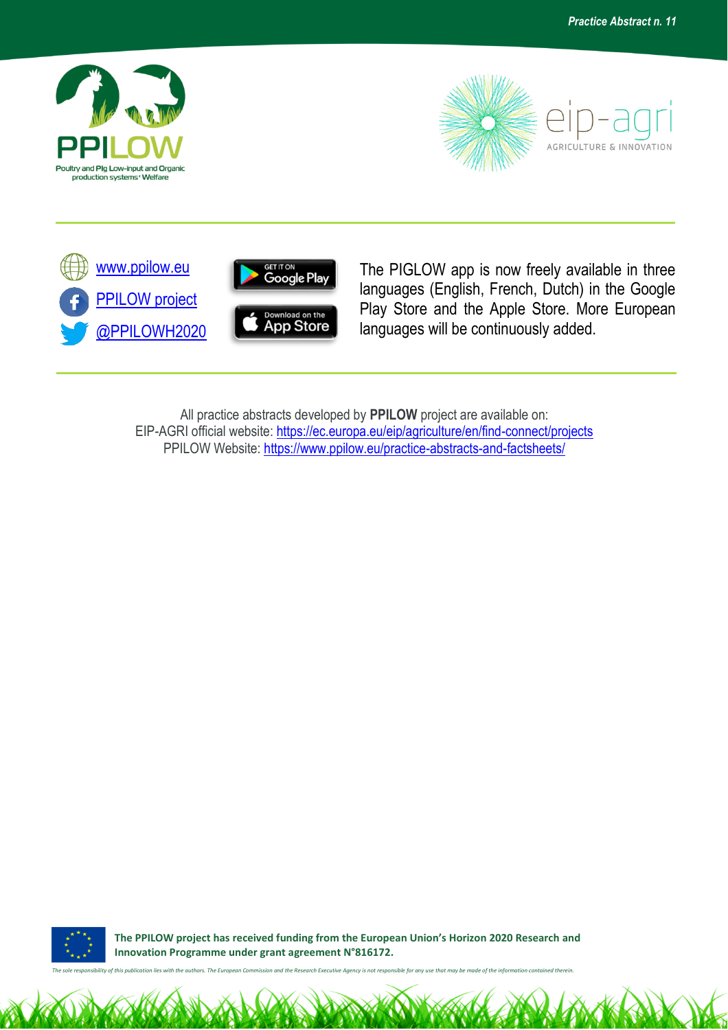www.ppilow.eu

PPILOW project

@PPILOWH2020

GET IT ON Google Play

Download on the App Store

The PIGLOW app is now freely available in three languages (English, French, Dutch) in the Google Play Store and the Apple Store. More European languages will be continuously added.

All practice abstracts developed by **PPILOW** project are available on:
EIP-AGRI official website: https://ec.europa.eu/eip/agriculture/en/find-connect/projects
PPILOW Website: https://www.ppilow.eu/practice-abstracts-and-factsheets/

**The PPILOW project has received funding from the European Union's Horizon 2020 Research and Innovation Programme under grant agreement N°816172.**

*The sole responsibility of this publication lies with the authors. The European Commission and the Research Executive Agency is not responsible for any use that may be made of the information contained therein.*